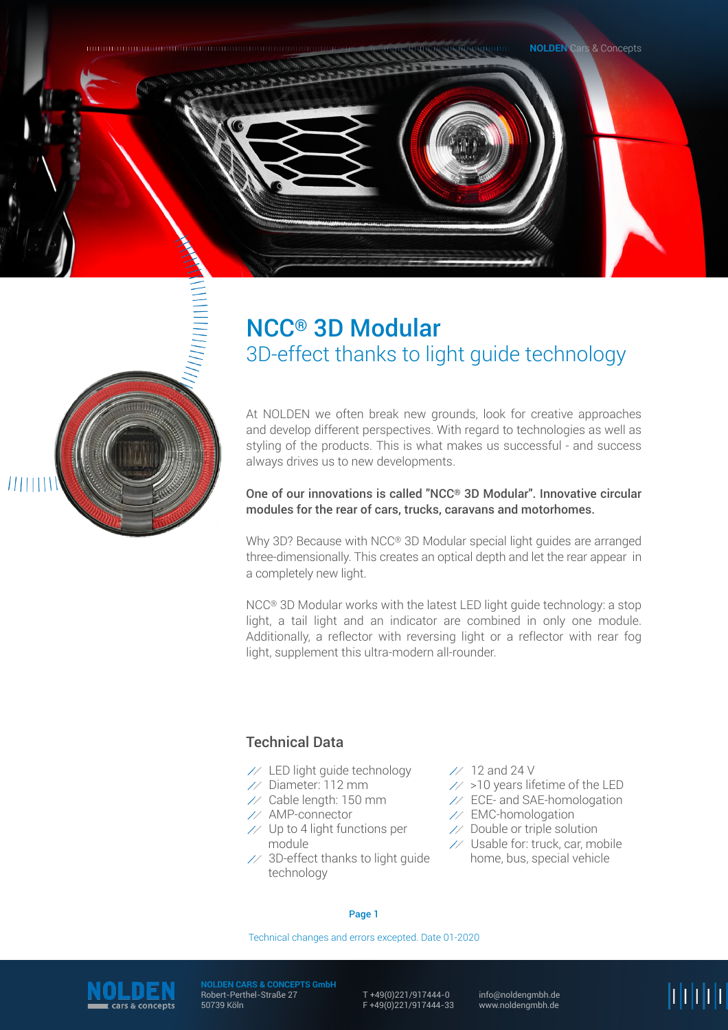# NCC® 3D Modular

## 3D-effect thanks to light guide technology

At NOLDEN we often break new grounds, look for creative approaches and develop different perspectives. With regard to technologies as well as styling of the products. This is what makes us successful - and success always drives us to new developments.

**One of our innovations is called "NCC® 3D Modular". Innovative circular modules for the rear of cars, trucks, caravans and motorhomes.**

Why 3D? Because with NCC® 3D Modular special light guides are arranged three-dimensionally. This creates an optical depth and let the rear appear in a completely new light.

NCC® 3D Modular works with the latest LED light guide technology: a stop light, a tail light and an indicator are combined in only one module. Additionally, a reflector with reversing light or a reflector with rear fog light, supplement this ultra-modern all-rounder.

### Technical Data

- LED light guide technology
- Diameter: 112 mm
- Cable length: 150 mm
- AMP-connector
- Up to 4 light functions per module
- 3D-effect thanks to light guide technology
- 12 and 24 V
- >10 years lifetime of the LED
- ECE- and SAE-homologation
- EMC-homologation
- Double or triple solution
- Usable for: truck, car, mobile home, bus, special vehicle

Technical changes and errors excepted. Date 01-2020

**NOLDEN CARS & CONCEPTS GmbH**
Robert-Perthel-Straße 27
50739 Köln

T +49(0)221/917444-0
F +49(0)221/917444-33

info@noldengmbh.de
www.noldengmbh.de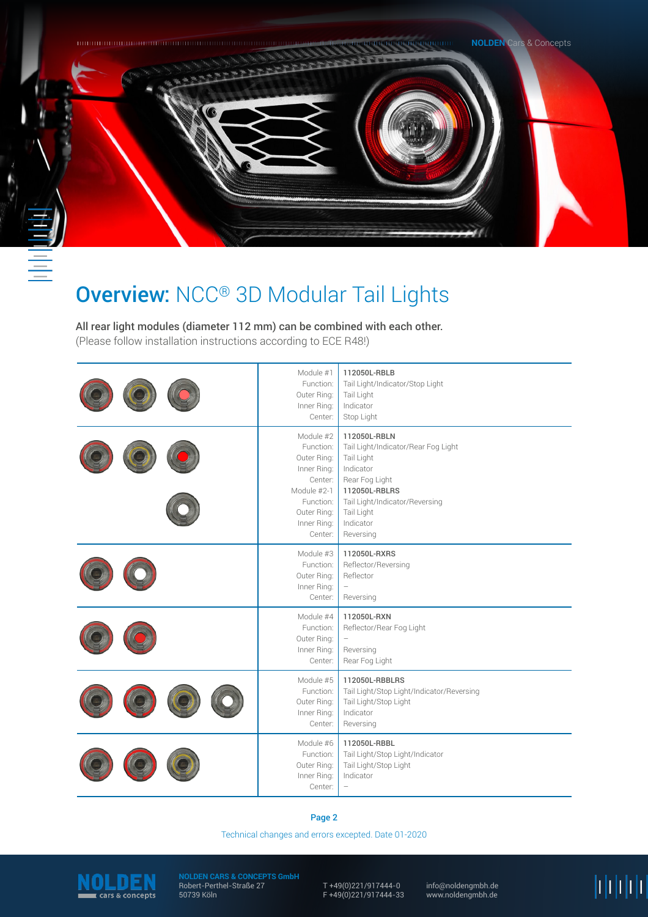# **Overview:** NCC® 3D Modular Tail Lights

**All rear light modules (diameter 112 mm) can be combined with each other.**
(Please follow installation instructions according to ECE R48!)

| | | |
|---|---|---|
| | Module #1 | **112050L-RBLB** |
| | Function: | Tail Light/Indicator/Stop Light |
| | Outer Ring: | Tail Light |
| | Inner Ring: | Indicator |
| | Center: | Stop Light |
| | Module #2 | **112050L-RBLN** |
| | Function: | Tail Light/Indicator/Rear Fog Light |
| | Outer Ring: | Tail Light |
| | Inner Ring: | Indicator |
| | Center: | Rear Fog Light |
| | Module #2-1 | **112050L-RBLRS** |
| | Function: | Tail Light/Indicator/Reversing |
| | Outer Ring: | Tail Light |
| | Inner Ring: | Indicator |
| | Center: | Reversing |
| | Module #3 | **112050L-RXRS** |
| | Function: | Reflector/Reversing |
| | Outer Ring: | Reflector |
| | Inner Ring: | – |
| | Center: | Reversing |
| | Module #4 | **112050L-RXN** |
| | Function: | Reflector/Rear Fog Light |
| | Outer Ring: | – |
| | Inner Ring: | Reversing |
| | Center: | Rear Fog Light |
| | Module #5 | **112050L-RBBLRS** |
| | Function: | Tail Light/Stop Light/Indicator/Reversing |
| | Outer Ring: | Tail Light/Stop Light |
| | Inner Ring: | Indicator |
| | Center: | Reversing |
| | Module #6 | **112050L-RBBL** |
| | Function: | Tail Light/Stop Light/Indicator |
| | Outer Ring: | Tail Light/Stop Light |
| | Inner Ring: | Indicator |
| | Center: | – |

Technical changes and errors excepted. Date 01-2020

**NOLDEN CARS & CONCEPTS GmbH**
Robert-Perthel-Straße 27
50739 Köln

T +49(0)221/917444-0
F +49(0)221/917444-33

info@noldengmbh.de
www.noldengmbh.de